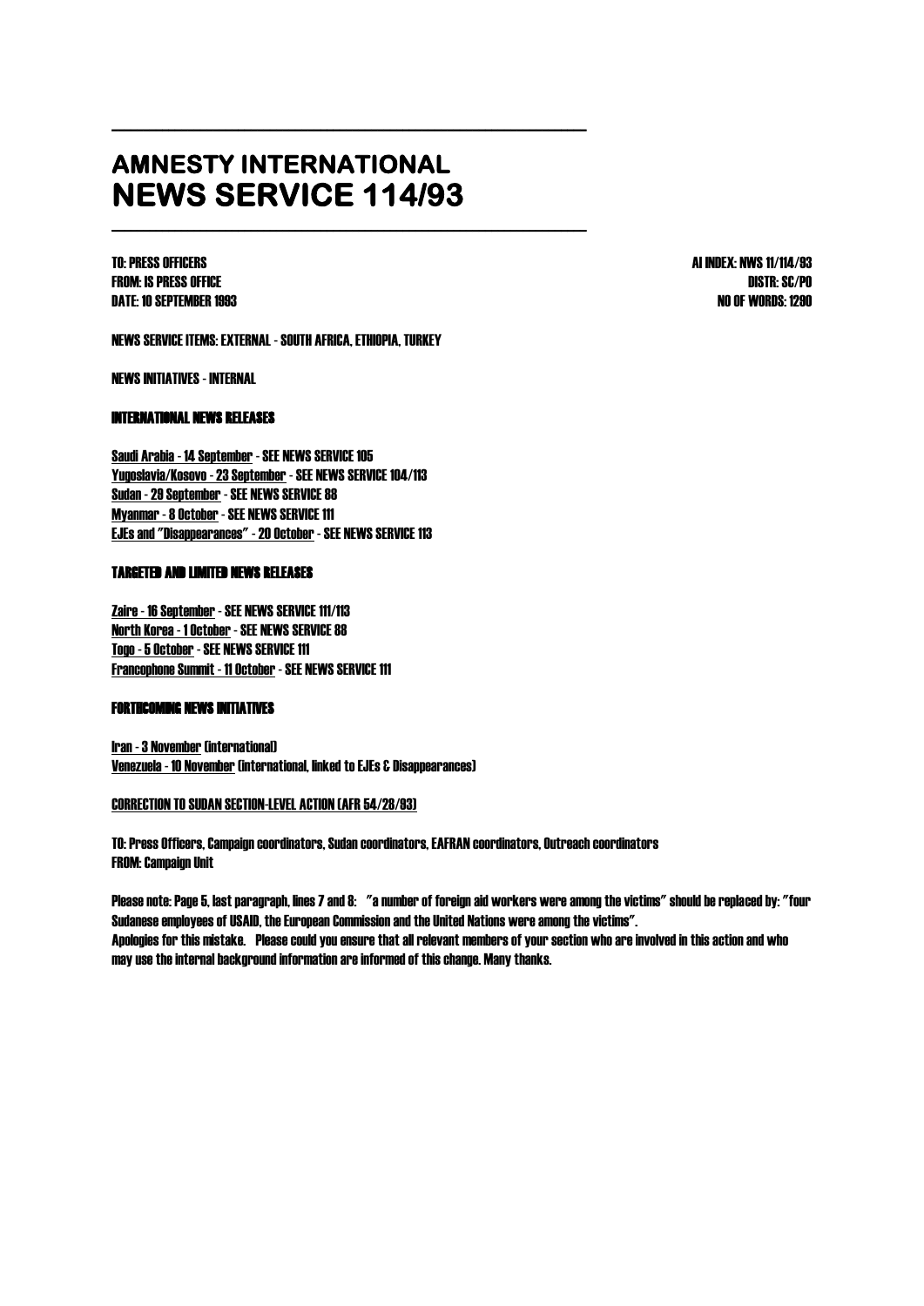# AMNESTY INTERNATIONAL
# NEWS SERVICE 114/93

TO: PRESS OFFICERS
FROM: IS PRESS OFFICE
DATE: 10 SEPTEMBER 1993

AI INDEX: NWS 11/114/93
DISTR: SC/PO
NO OF WORDS: 1290

NEWS SERVICE ITEMS: EXTERNAL - SOUTH AFRICA, ETHIOPIA, TURKEY

NEWS INITIATIVES - INTERNAL

## INTERNATIONAL NEWS RELEASES

Saudi Arabia - 14 September - SEE NEWS SERVICE 105
Yugoslavia/Kosovo - 23 September - SEE NEWS SERVICE 104/113
Sudan - 29 September - SEE NEWS SERVICE 88
Myanmar - 8 October - SEE NEWS SERVICE 111
EJEs and "Disappearances" - 20 October - SEE NEWS SERVICE 113

## TARGETED AND LIMITED NEWS RELEASES

Zaire - 16 September - SEE NEWS SERVICE 111/113
North Korea - 1 October - SEE NEWS SERVICE 88
Togo - 5 October - SEE NEWS SERVICE 111
Francophone Summit - 11 October - SEE NEWS SERVICE 111

## FORTHCOMING NEWS INITIATIVES

Iran - 3 November (international)
Venezuela - 10 November (international, linked to EJEs & Disappearances)

CORRECTION TO SUDAN SECTION-LEVEL ACTION (AFR 54/28/93)

TO: Press Officers, Campaign coordinators, Sudan coordinators, EAFRAN coordinators, Outreach coordinators
FROM: Campaign Unit

Please note: Page 5, last paragraph, lines 7 and 8: "a number of foreign aid workers were among the victims" should be replaced by: "four Sudanese employees of USAID, the European Commission and the United Nations were among the victims".
Apologies for this mistake. Please could you ensure that all relevant members of your section who are involved in this action and who may use the internal background information are informed of this change. Many thanks.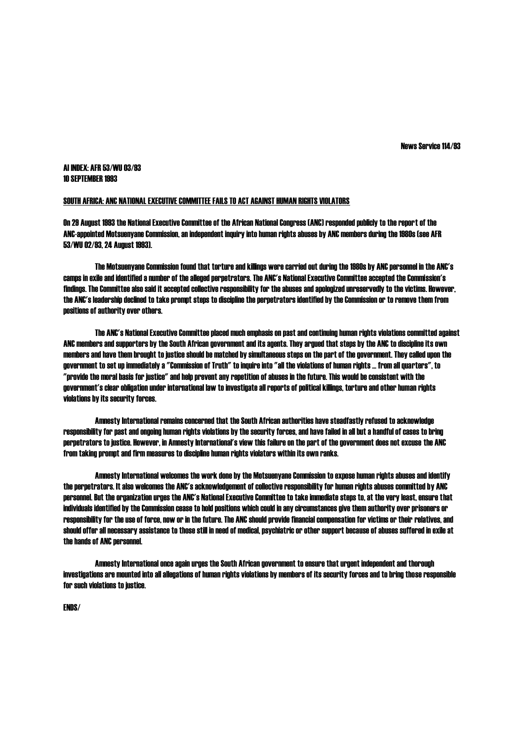News Service 114/93

AI INDEX: AFR 53/WU 03/93
10 SEPTEMBER 1993

## SOUTH AFRICA: ANC NATIONAL EXECUTIVE COMMITTEE FAILS TO ACT AGAINST HUMAN RIGHTS VIOLATORS

On 29 August 1993 the National Executive Committee of the African National Congress (ANC) responded publicly to the report of the ANC-appointed Motsuenyane Commission, an independent inquiry into human rights abuses by ANC members during the 1980s (see AFR 53/WU 02/93, 24 August 1993).

The Motsuenyane Commission found that torture and killings were carried out during the 1980s by ANC personnel in the ANC's camps in exile and identified a number of the alleged perpetrators. The ANC's National Executive Committee accepted the Commission's findings. The Committee also said it accepted collective responsibility for the abuses and apologized unreservedly to the victims. However, the ANC's leadership declined to take prompt steps to discipline the perpetrators identified by the Commission or to remove them from positions of authority over others.

The ANC's National Executive Committee placed much emphasis on past and continuing human rights violations committed against ANC members and supporters by the South African government and its agents. They argued that steps by the ANC to discipline its own members and have them brought to justice should be matched by simultaneous steps on the part of the government. They called upon the government to set up immediately a "Commission of Truth" to inquire into "all the violations of human rights ... from all quarters", to "provide the moral basis for justice" and help prevent any repetition of abuses in the future. This would be consistent with the government's clear obligation under international law to investigate all reports of political killings, torture and other human rights violations by its security forces.

Amnesty International remains concerned that the South African authorities have steadfastly refused to acknowledge responsibility for past and ongoing human rights violations by the security forces, and have failed in all but a handful of cases to bring perpetrators to justice. However, in Amnesty International's view this failure on the part of the government does not excuse the ANC from taking prompt and firm measures to discipline human rights violators within its own ranks.

Amnesty International welcomes the work done by the Motsuenyane Commission to expose human rights abuses and identify the perpetrators. It also welcomes the ANC's acknowledgement of collective responsibility for human rights abuses committed by ANC personnel. But the organization urges the ANC's National Executive Committee to take immediate steps to, at the very least, ensure that individuals identified by the Commission cease to hold positions which could in any circumstances give them authority over prisoners or responsibility for the use of force, now or in the future. The ANC should provide financial compensation for victims or their relatives, and should offer all necessary assistance to those still in need of medical, psychiatric or other support because of abuses suffered in exile at the hands of ANC personnel.

Amnesty International once again urges the South African government to ensure that urgent independent and thorough investigations are mounted into all allegations of human rights violations by members of its security forces and to bring those responsible for such violations to justice.

ENDS/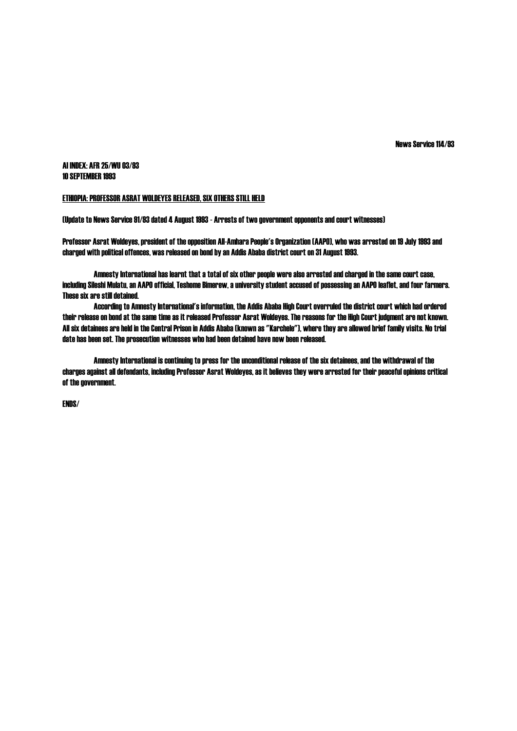News Service 114/93

AI INDEX: AFR 25/WU 03/93
10 SEPTEMBER 1993

## ETHIOPIA: PROFESSOR ASRAT WOLDEYES RELEASED, SIX OTHERS STILL HELD

(Update to News Service 91/93 dated 4 August 1993 - Arrests of two government opponents and court witnesses)

Professor Asrat Woldeyes, president of the opposition All-Amhara People's Organization (AAPO), who was arrested on 19 July 1993 and charged with political offences, was released on bond by an Addis Ababa district court on 31 August 1993.

Amnesty International has learnt that a total of six other people were also arrested and charged in the same court case, including Sileshi Mulatu, an AAPO official, Teshome Bimerew, a university student accused of possessing an AAPO leaflet, and four farmers. These six are still detained.

According to Amnesty International's information, the Addis Ababa High Court overruled the district court which had ordered their release on bond at the same time as it released Professor Asrat Woldeyes. The reasons for the High Court judgment are not known. All six detainees are held in the Central Prison in Addis Ababa (known as "Karchele"), where they are allowed brief family visits. No trial date has been set. The prosecution witnesses who had been detained have now been released.

Amnesty International is continuing to press for the unconditional release of the six detainees, and the withdrawal of the charges against all defendants, including Professor Asrat Woldeyes, as it believes they were arrested for their peaceful opinions critical of the government.

ENDS/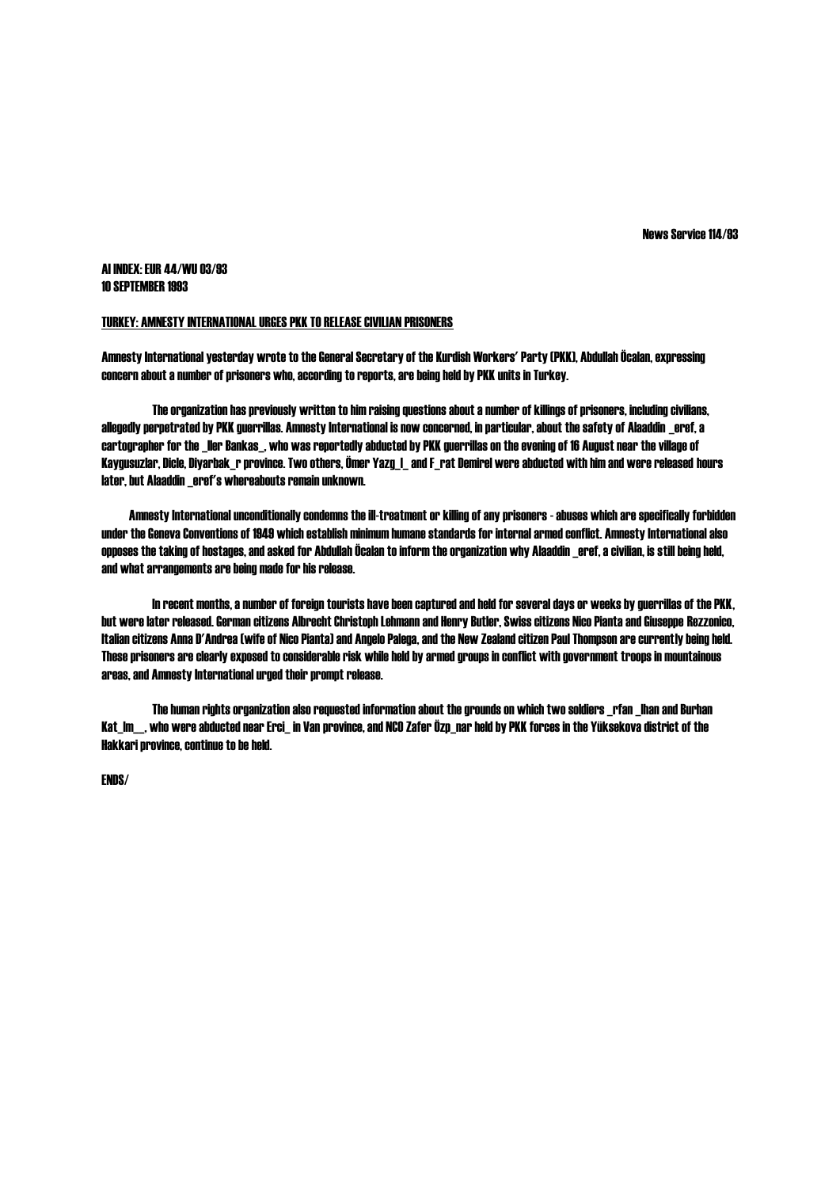News Service 114/93

AI INDEX: EUR 44/WU 03/93
10 SEPTEMBER 1993

TURKEY: AMNESTY INTERNATIONAL URGES PKK TO RELEASE CIVILIAN PRISONERS

Amnesty International yesterday wrote to the General Secretary of the Kurdish Workers' Party (PKK), Abdullah Öcalan, expressing concern about a number of prisoners who, according to reports, are being held by PKK units in Turkey.

The organization has previously written to him raising questions about a number of killings of prisoners, including civilians, allegedly perpetrated by PKK guerrillas. Amnesty International is now concerned, in particular, about the safety of Alaaddin _eref, a cartographer for the _ller Bankas_, who was reportedly abducted by PKK guerrillas on the evening of 16 August near the village of Kaygusuzlar, Dicle, Diyarbak_r province. Two others, Ömer Yazg_l_ and F_rat Demirel were abducted with him and were released hours later, but Alaaddin _eref's whereabouts remain unknown.

Amnesty International unconditionally condemns the ill-treatment or killing of any prisoners - abuses which are specifically forbidden under the Geneva Conventions of 1949 which establish minimum humane standards for internal armed conflict. Amnesty International also opposes the taking of hostages, and asked for Abdullah Öcalan to inform the organization why Alaaddin _eref, a civilian, is still being held, and what arrangements are being made for his release.

In recent months, a number of foreign tourists have been captured and held for several days or weeks by guerrillas of the PKK, but were later released. German citizens Albrecht Christoph Lehmann and Henry Butler, Swiss citizens Nico Pianta and Giuseppe Rezzonico, Italian citizens Anna D'Andrea (wife of Nico Pianta) and Angelo Palega, and the New Zealand citizen Paul Thompson are currently being held. These prisoners are clearly exposed to considerable risk while held by armed groups in conflict with government troops in mountainous areas, and Amnesty International urged their prompt release.

The human rights organization also requested information about the grounds on which two soldiers _rfan _lhan and Burhan Kat_lm__, who were abducted near Erci_ in Van province, and NCO Zafer Özp_nar held by PKK forces in the Yüksekova district of the Hakkari province, continue to be held.

ENDS/